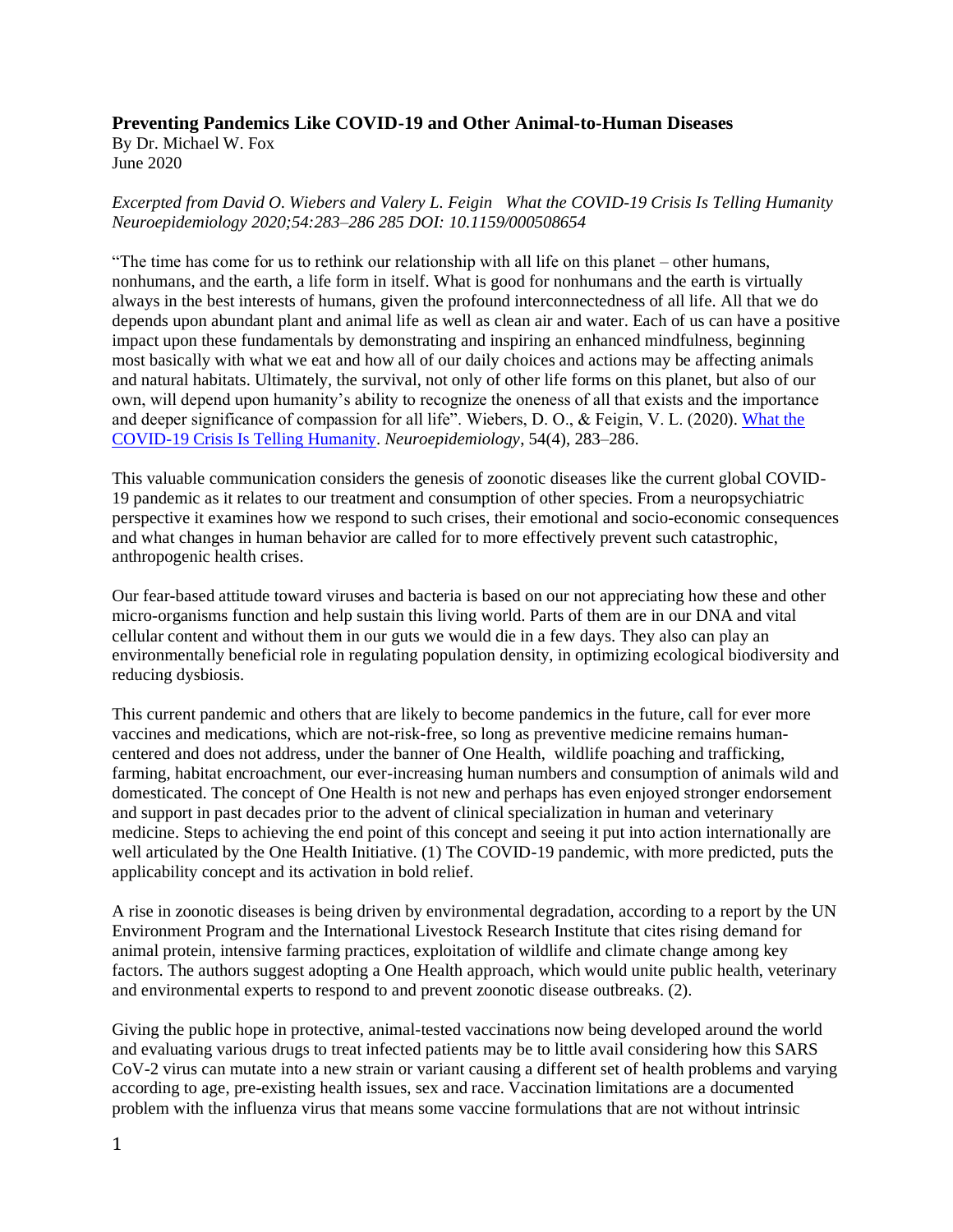**Preventing Pandemics Like COVID-19 and Other Animal-to-Human Diseases**
By Dr. Michael W. Fox
June 2020

*Excerpted from David O. Wiebers and Valery L. Feigin What the COVID-19 Crisis Is Telling Humanity Neuroepidemiology 2020;54:283–286 285 DOI: 10.1159/000508654*

"The time has come for us to rethink our relationship with all life on this planet – other humans, nonhumans, and the earth, a life form in itself. What is good for nonhumans and the earth is virtually always in the best interests of humans, given the profound interconnectedness of all life. All that we do depends upon abundant plant and animal life as well as clean air and water. Each of us can have a positive impact upon these fundamentals by demonstrating and inspiring an enhanced mindfulness, beginning most basically with what we eat and how all of our daily choices and actions may be affecting animals and natural habitats. Ultimately, the survival, not only of other life forms on this planet, but also of our own, will depend upon humanity's ability to recognize the oneness of all that exists and the importance and deeper significance of compassion for all life". Wiebers, D. O., & Feigin, V. L. (2020). What the COVID-19 Crisis Is Telling Humanity. *Neuroepidemiology*, 54(4), 283–286.

This valuable communication considers the genesis of zoonotic diseases like the current global COVID-19 pandemic as it relates to our treatment and consumption of other species. From a neuropsychiatric perspective it examines how we respond to such crises, their emotional and socio-economic consequences and what changes in human behavior are called for to more effectively prevent such catastrophic, anthropogenic health crises.

Our fear-based attitude toward viruses and bacteria is based on our not appreciating how these and other micro-organisms function and help sustain this living world. Parts of them are in our DNA and vital cellular content and without them in our guts we would die in a few days. They also can play an environmentally beneficial role in regulating population density, in optimizing ecological biodiversity and reducing dysbiosis.

This current pandemic and others that are likely to become pandemics in the future, call for ever more vaccines and medications, which are not-risk-free, so long as preventive medicine remains human-centered and does not address, under the banner of One Health, wildlife poaching and trafficking, farming, habitat encroachment, our ever-increasing human numbers and consumption of animals wild and domesticated. The concept of One Health is not new and perhaps has even enjoyed stronger endorsement and support in past decades prior to the advent of clinical specialization in human and veterinary medicine. Steps to achieving the end point of this concept and seeing it put into action internationally are well articulated by the One Health Initiative. (1) The COVID-19 pandemic, with more predicted, puts the applicability concept and its activation in bold relief.

A rise in zoonotic diseases is being driven by environmental degradation, according to a report by the UN Environment Program and the International Livestock Research Institute that cites rising demand for animal protein, intensive farming practices, exploitation of wildlife and climate change among key factors. The authors suggest adopting a One Health approach, which would unite public health, veterinary and environmental experts to respond to and prevent zoonotic disease outbreaks. (2).

Giving the public hope in protective, animal-tested vaccinations now being developed around the world and evaluating various drugs to treat infected patients may be to little avail considering how this SARS CoV-2 virus can mutate into a new strain or variant causing a different set of health problems and varying according to age, pre-existing health issues, sex and race. Vaccination limitations are a documented problem with the influenza virus that means some vaccine formulations that are not without intrinsic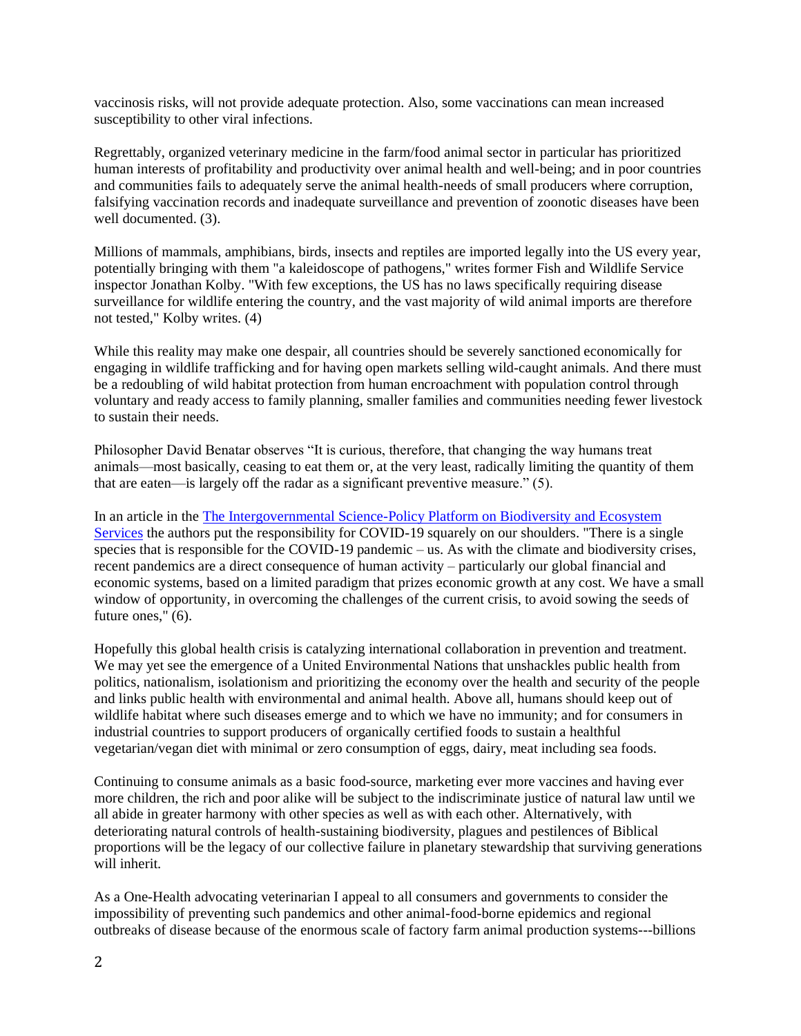vaccinosis risks, will not provide adequate protection. Also, some vaccinations can mean increased susceptibility to other viral infections.

Regrettably, organized veterinary medicine in the farm/food animal sector in particular has prioritized human interests of profitability and productivity over animal health and well-being; and in poor countries and communities fails to adequately serve the animal health-needs of small producers where corruption, falsifying vaccination records and inadequate surveillance and prevention of zoonotic diseases have been well documented. (3).

Millions of mammals, amphibians, birds, insects and reptiles are imported legally into the US every year, potentially bringing with them "a kaleidoscope of pathogens," writes former Fish and Wildlife Service inspector Jonathan Kolby. "With few exceptions, the US has no laws specifically requiring disease surveillance for wildlife entering the country, and the vast majority of wild animal imports are therefore not tested," Kolby writes. (4)

While this reality may make one despair, all countries should be severely sanctioned economically for engaging in wildlife trafficking and for having open markets selling wild-caught animals. And there must be a redoubling of wild habitat protection from human encroachment with population control through voluntary and ready access to family planning, smaller families and communities needing fewer livestock to sustain their needs.

Philosopher David Benatar observes "It is curious, therefore, that changing the way humans treat animals—most basically, ceasing to eat them or, at the very least, radically limiting the quantity of them that are eaten—is largely off the radar as a significant preventive measure." (5).

In an article in the [The Intergovernmental Science-Policy Platform on Biodiversity and Ecosystem Services] the authors put the responsibility for COVID-19 squarely on our shoulders. "There is a single species that is responsible for the COVID-19 pandemic – us. As with the climate and biodiversity crises, recent pandemics are a direct consequence of human activity – particularly our global financial and economic systems, based on a limited paradigm that prizes economic growth at any cost. We have a small window of opportunity, in overcoming the challenges of the current crisis, to avoid sowing the seeds of future ones," (6).

Hopefully this global health crisis is catalyzing international collaboration in prevention and treatment. We may yet see the emergence of a United Environmental Nations that unshackles public health from politics, nationalism, isolationism and prioritizing the economy over the health and security of the people and links public health with environmental and animal health. Above all, humans should keep out of wildlife habitat where such diseases emerge and to which we have no immunity; and for consumers in industrial countries to support producers of organically certified foods to sustain a healthful vegetarian/vegan diet with minimal or zero consumption of eggs, dairy, meat including sea foods.

Continuing to consume animals as a basic food-source, marketing ever more vaccines and having ever more children, the rich and poor alike will be subject to the indiscriminate justice of natural law until we all abide in greater harmony with other species as well as with each other. Alternatively, with deteriorating natural controls of health-sustaining biodiversity, plagues and pestilences of Biblical proportions will be the legacy of our collective failure in planetary stewardship that surviving generations will inherit.

As a One-Health advocating veterinarian I appeal to all consumers and governments to consider the impossibility of preventing such pandemics and other animal-food-borne epidemics and regional outbreaks of disease because of the enormous scale of factory farm animal production systems---billions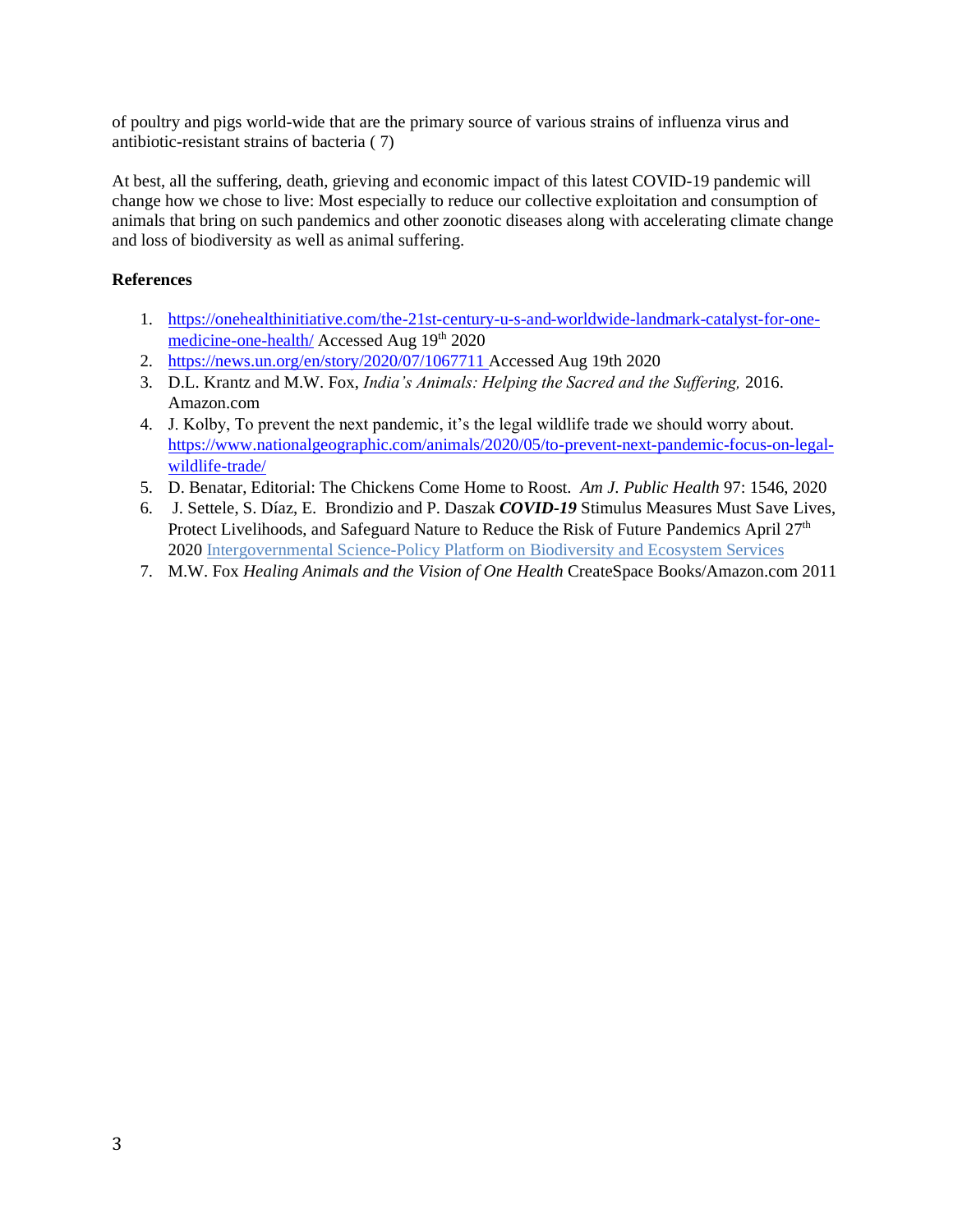of poultry and pigs world-wide that are the primary source of various strains of influenza virus and antibiotic-resistant strains of bacteria ( 7)

At best, all the suffering, death, grieving and economic impact of this latest COVID-19 pandemic will change how we chose to live: Most especially to reduce our collective exploitation and consumption of animals that bring on such pandemics and other zoonotic diseases along with accelerating climate change and loss of biodiversity as well as animal suffering.

**References**

1. https://onehealthinitiative.com/the-21st-century-u-s-and-worldwide-landmark-catalyst-for-one-medicine-one-health/ Accessed Aug 19th 2020
2. https://news.un.org/en/story/2020/07/1067711 Accessed Aug 19th 2020
3. D.L. Krantz and M.W. Fox, *India's Animals: Helping the Sacred and the Suffering,* 2016. Amazon.com
4. J. Kolby, To prevent the next pandemic, it's the legal wildlife trade we should worry about. https://www.nationalgeographic.com/animals/2020/05/to-prevent-next-pandemic-focus-on-legal-wildlife-trade/
5. D. Benatar, Editorial: The Chickens Come Home to Roost. *Am J. Public Health* 97: 1546, 2020
6. J. Settele, S. Díaz, E. Brondizio and P. Daszak ***COVID-19*** Stimulus Measures Must Save Lives, Protect Livelihoods, and Safeguard Nature to Reduce the Risk of Future Pandemics April 27th 2020 Intergovernmental Science-Policy Platform on Biodiversity and Ecosystem Services
7. M.W. Fox *Healing Animals and the Vision of One Health* CreateSpace Books/Amazon.com 2011